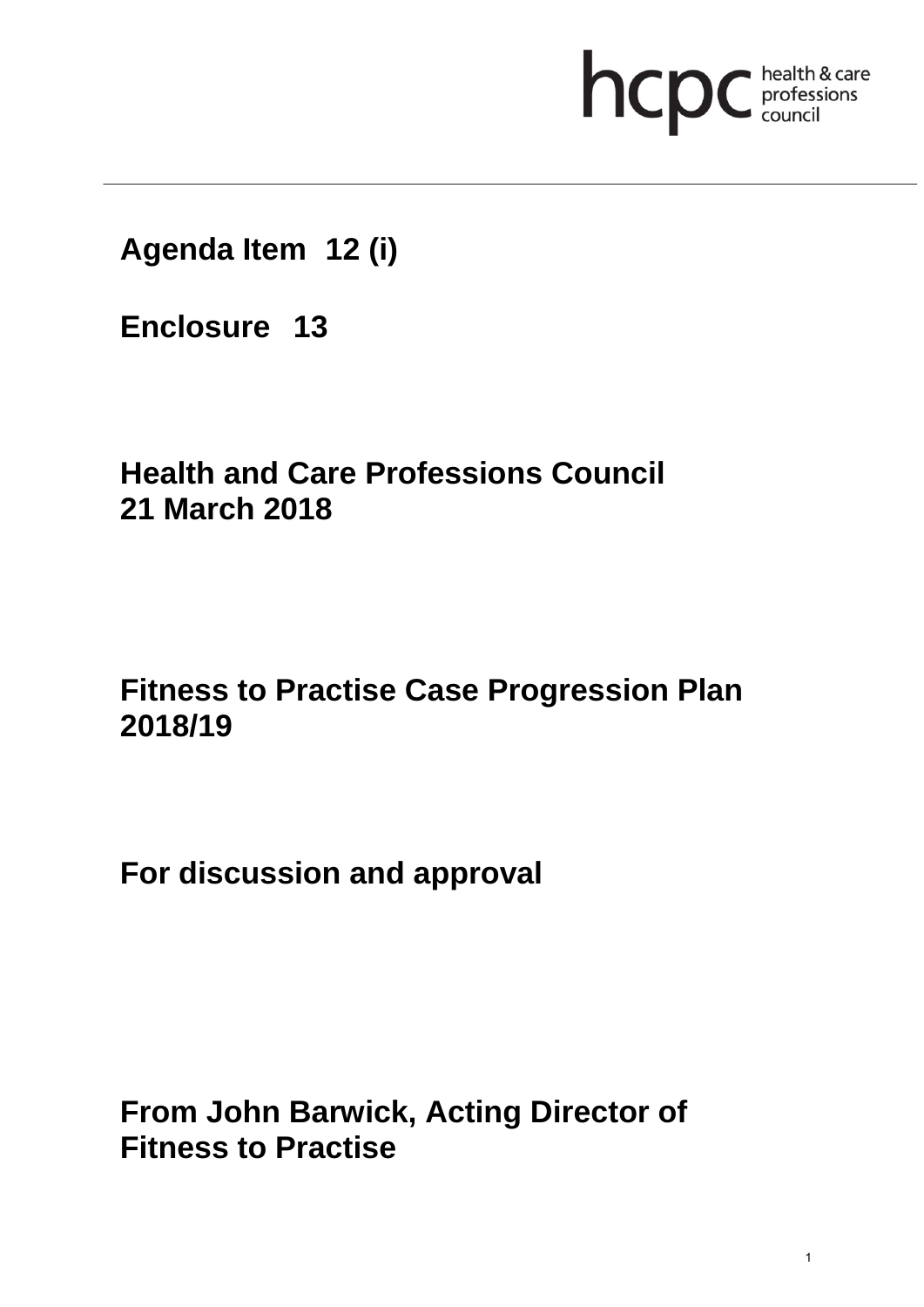hcpc health & care professions council

**Agenda Item 12 (i)**

**Enclosure 13**

**Health and Care Professions Council**
**21 March 2018**

# Fitness to Practise Case Progression Plan 2018/19

**For discussion and approval**

**From John Barwick, Acting Director of Fitness to Practise**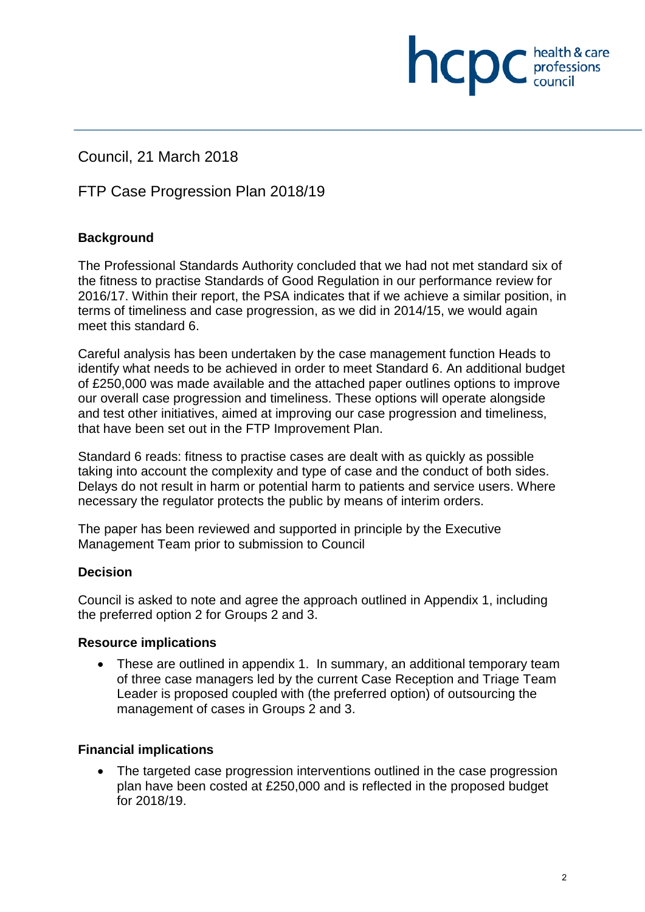Council, 21 March 2018

FTP Case Progression Plan 2018/19

**Background**

The Professional Standards Authority concluded that we had not met standard six of the fitness to practise Standards of Good Regulation in our performance review for 2016/17. Within their report, the PSA indicates that if we achieve a similar position, in terms of timeliness and case progression, as we did in 2014/15, we would again meet this standard 6.

Careful analysis has been undertaken by the case management function Heads to identify what needs to be achieved in order to meet Standard 6. An additional budget of £250,000 was made available and the attached paper outlines options to improve our overall case progression and timeliness. These options will operate alongside and test other initiatives, aimed at improving our case progression and timeliness, that have been set out in the FTP Improvement Plan.

Standard 6 reads: fitness to practise cases are dealt with as quickly as possible taking into account the complexity and type of case and the conduct of both sides. Delays do not result in harm or potential harm to patients and service users. Where necessary the regulator protects the public by means of interim orders.

The paper has been reviewed and supported in principle by the Executive Management Team prior to submission to Council

**Decision**

Council is asked to note and agree the approach outlined in Appendix 1, including the preferred option 2 for Groups 2 and 3.

**Resource implications**

- These are outlined in appendix 1. In summary, an additional temporary team of three case managers led by the current Case Reception and Triage Team Leader is proposed coupled with (the preferred option) of outsourcing the management of cases in Groups 2 and 3.

**Financial implications**

- The targeted case progression interventions outlined in the case progression plan have been costed at £250,000 and is reflected in the proposed budget for 2018/19.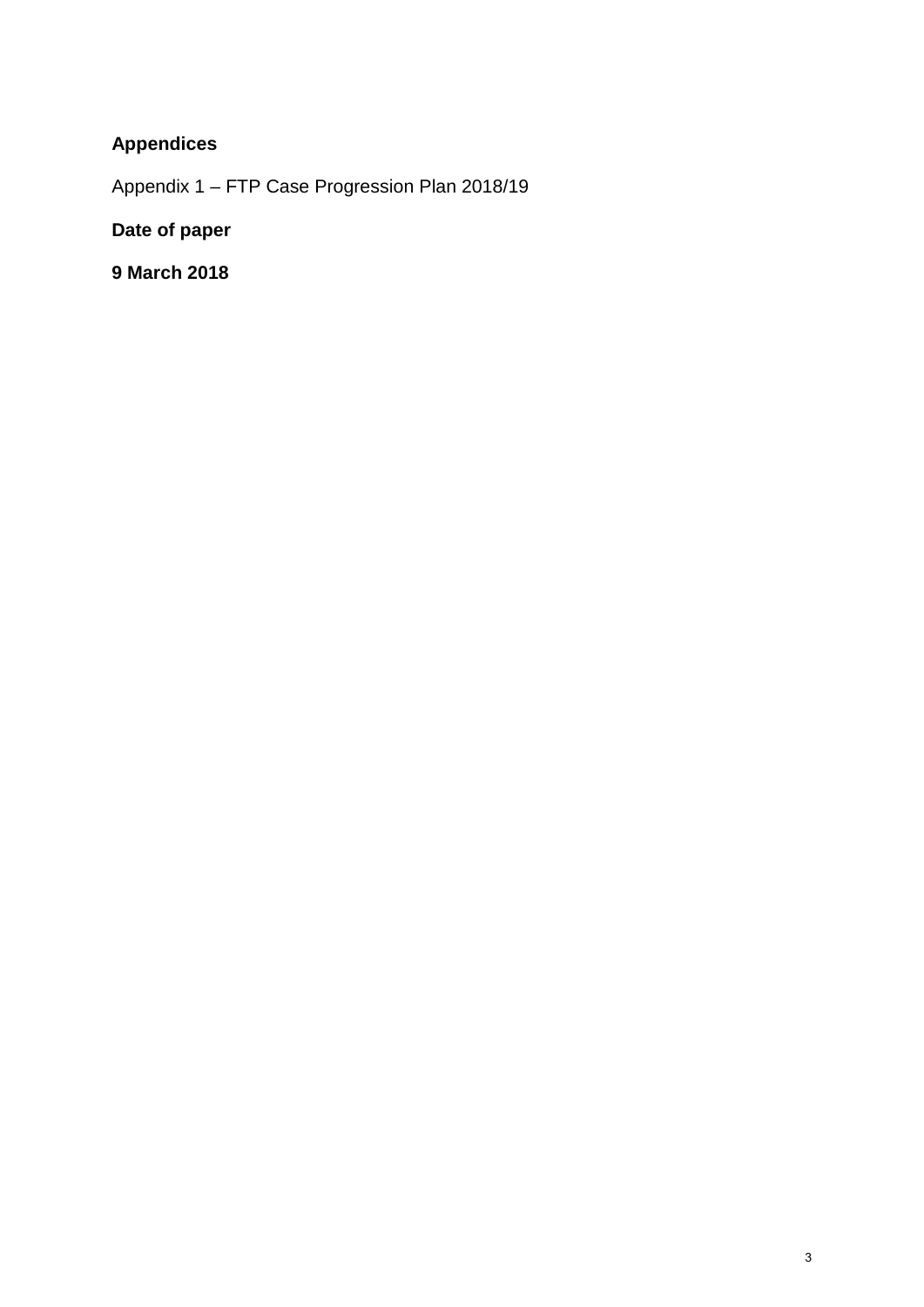**Appendices**

Appendix 1 – FTP Case Progression Plan 2018/19

**Date of paper**

**9 March 2018**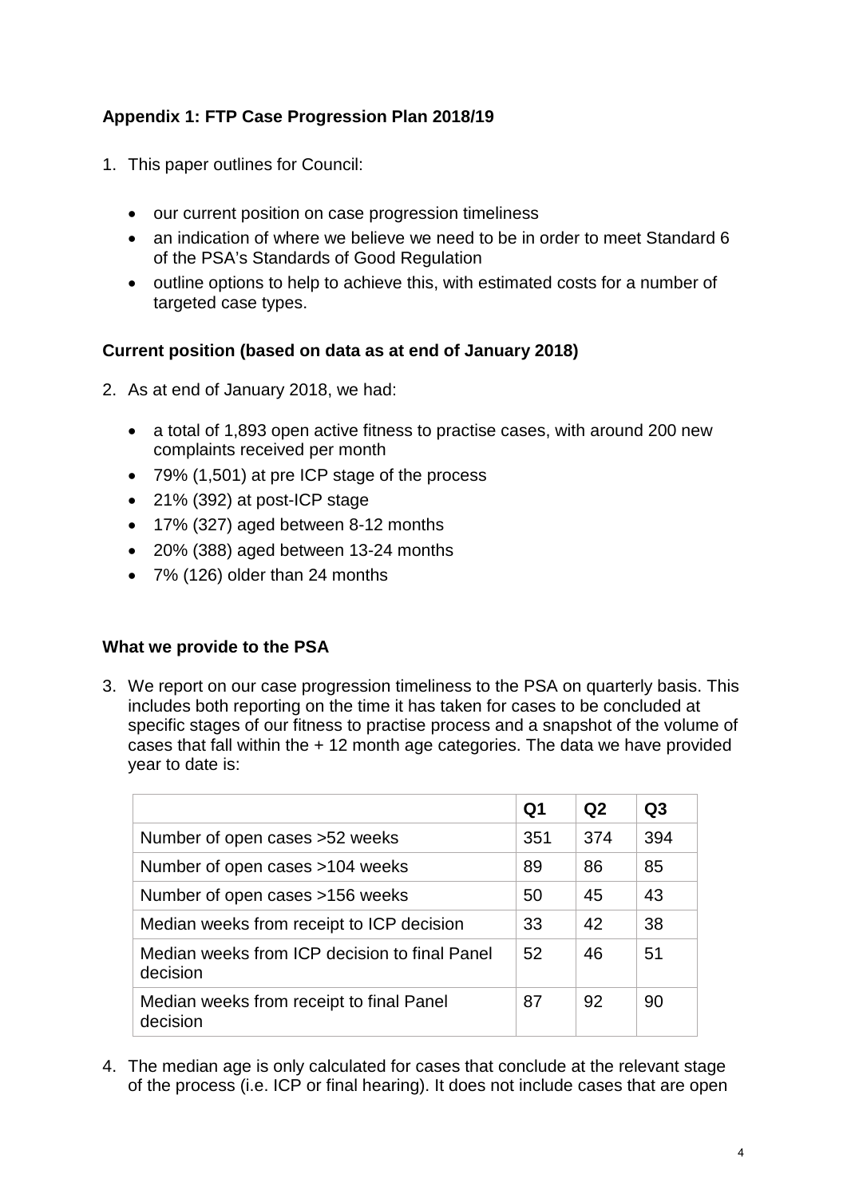## Appendix 1: FTP Case Progression Plan 2018/19

1. This paper outlines for Council:

    - our current position on case progression timeliness
    - an indication of where we believe we need to be in order to meet Standard 6 of the PSA's Standards of Good Regulation
    - outline options to help to achieve this, with estimated costs for a number of targeted case types.

### Current position (based on data as at end of January 2018)

2. As at end of January 2018, we had:

    - a total of 1,893 open active fitness to practise cases, with around 200 new complaints received per month
    - 79% (1,501) at pre ICP stage of the process
    - 21% (392) at post-ICP stage
    - 17% (327) aged between 8-12 months
    - 20% (388) aged between 13-24 months
    - 7% (126) older than 24 months

### What we provide to the PSA

3. We report on our case progression timeliness to the PSA on quarterly basis. This includes both reporting on the time it has taken for cases to be concluded at specific stages of our fitness to practise process and a snapshot of the volume of cases that fall within the + 12 month age categories. The data we have provided year to date is:

| | **Q1** | **Q2** | **Q3** |
|---|---|---|---|
| Number of open cases >52 weeks | 351 | 374 | 394 |
| Number of open cases >104 weeks | 89 | 86 | 85 |
| Number of open cases >156 weeks | 50 | 45 | 43 |
| Median weeks from receipt to ICP decision | 33 | 42 | 38 |
| Median weeks from ICP decision to final Panel decision | 52 | 46 | 51 |
| Median weeks from receipt to final Panel decision | 87 | 92 | 90 |

4. The median age is only calculated for cases that conclude at the relevant stage of the process (i.e. ICP or final hearing). It does not include cases that are open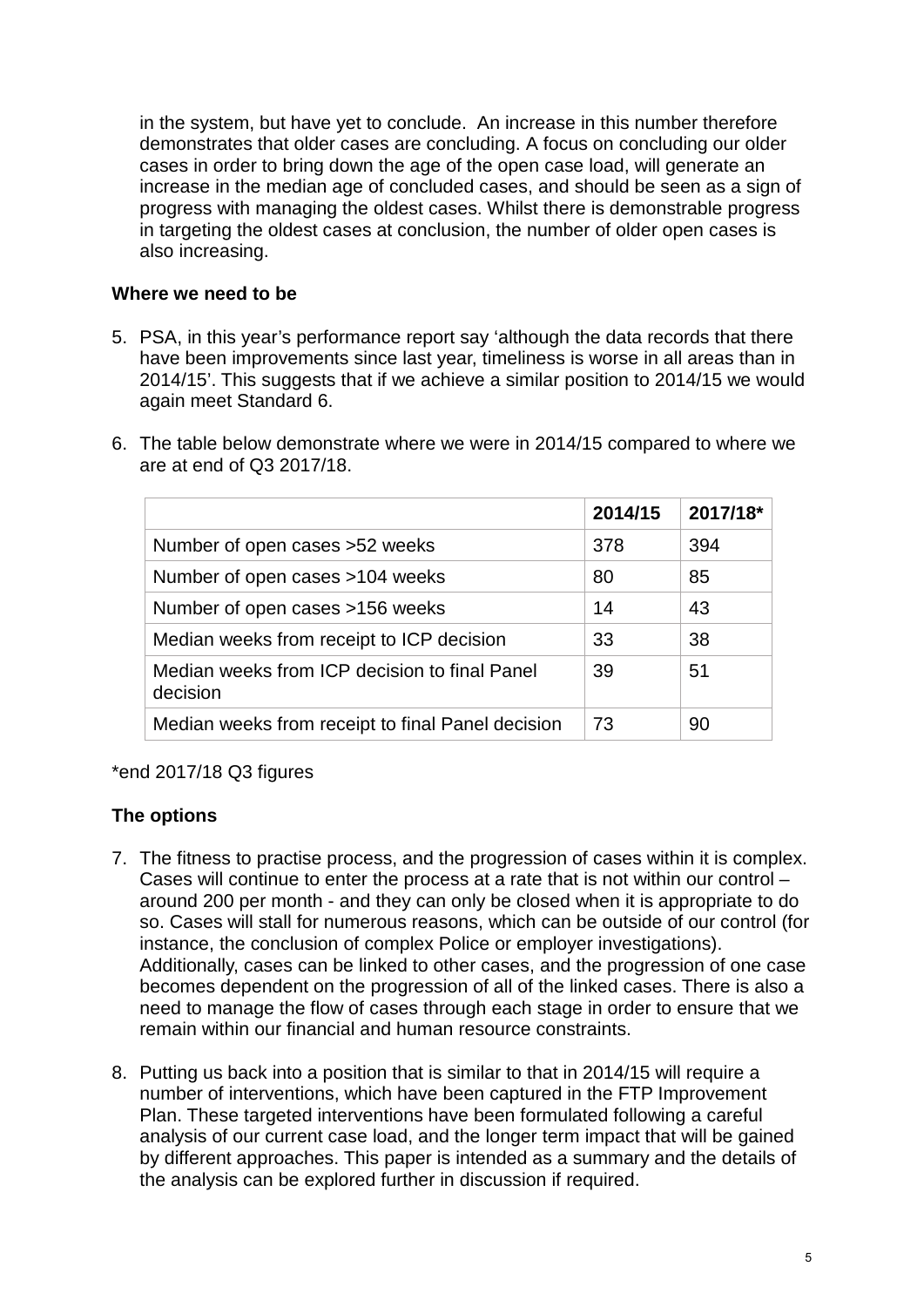in the system, but have yet to conclude. An increase in this number therefore demonstrates that older cases are concluding. A focus on concluding our older cases in order to bring down the age of the open case load, will generate an increase in the median age of concluded cases, and should be seen as a sign of progress with managing the oldest cases. Whilst there is demonstrable progress in targeting the oldest cases at conclusion, the number of older open cases is also increasing.

**Where we need to be**

5. PSA, in this year's performance report say 'although the data records that there have been improvements since last year, timeliness is worse in all areas than in 2014/15'. This suggests that if we achieve a similar position to 2014/15 we would again meet Standard 6.

6. The table below demonstrate where we were in 2014/15 compared to where we are at end of Q3 2017/18.

| | 2014/15 | 2017/18* |
|---|---|---|
| Number of open cases >52 weeks | 378 | 394 |
| Number of open cases >104 weeks | 80 | 85 |
| Number of open cases >156 weeks | 14 | 43 |
| Median weeks from receipt to ICP decision | 33 | 38 |
| Median weeks from ICP decision to final Panel decision | 39 | 51 |
| Median weeks from receipt to final Panel decision | 73 | 90 |

*end 2017/18 Q3 figures

**The options**

7. The fitness to practise process, and the progression of cases within it is complex. Cases will continue to enter the process at a rate that is not within our control – around 200 per month - and they can only be closed when it is appropriate to do so. Cases will stall for numerous reasons, which can be outside of our control (for instance, the conclusion of complex Police or employer investigations). Additionally, cases can be linked to other cases, and the progression of one case becomes dependent on the progression of all of the linked cases. There is also a need to manage the flow of cases through each stage in order to ensure that we remain within our financial and human resource constraints.

8. Putting us back into a position that is similar to that in 2014/15 will require a number of interventions, which have been captured in the FTP Improvement Plan. These targeted interventions have been formulated following a careful analysis of our current case load, and the longer term impact that will be gained by different approaches. This paper is intended as a summary and the details of the analysis can be explored further in discussion if required.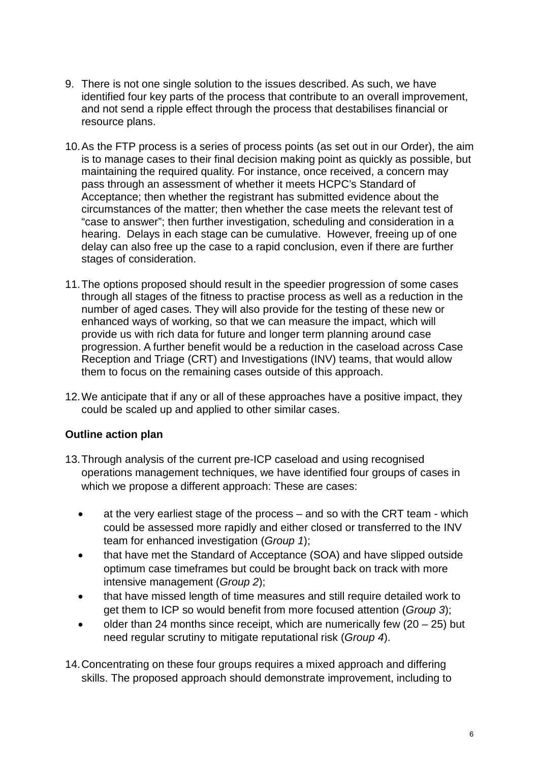9. There is not one single solution to the issues described. As such, we have identified four key parts of the process that contribute to an overall improvement, and not send a ripple effect through the process that destabilises financial or resource plans.

10. As the FTP process is a series of process points (as set out in our Order), the aim is to manage cases to their final decision making point as quickly as possible, but maintaining the required quality. For instance, once received, a concern may pass through an assessment of whether it meets HCPC's Standard of Acceptance; then whether the registrant has submitted evidence about the circumstances of the matter; then whether the case meets the relevant test of "case to answer"; then further investigation, scheduling and consideration in a hearing. Delays in each stage can be cumulative. However, freeing up of one delay can also free up the case to a rapid conclusion, even if there are further stages of consideration.

11. The options proposed should result in the speedier progression of some cases through all stages of the fitness to practise process as well as a reduction in the number of aged cases. They will also provide for the testing of these new or enhanced ways of working, so that we can measure the impact, which will provide us with rich data for future and longer term planning around case progression. A further benefit would be a reduction in the caseload across Case Reception and Triage (CRT) and Investigations (INV) teams, that would allow them to focus on the remaining cases outside of this approach.

12. We anticipate that if any or all of these approaches have a positive impact, they could be scaled up and applied to other similar cases.

**Outline action plan**

13. Through analysis of the current pre-ICP caseload and using recognised operations management techniques, we have identified four groups of cases in which we propose a different approach: These are cases:

    - at the very earliest stage of the process – and so with the CRT team - which could be assessed more rapidly and either closed or transferred to the INV team for enhanced investigation (*Group 1*);
    - that have met the Standard of Acceptance (SOA) and have slipped outside optimum case timeframes but could be brought back on track with more intensive management (*Group 2*);
    - that have missed length of time measures and still require detailed work to get them to ICP so would benefit from more focused attention (*Group 3*);
    - older than 24 months since receipt, which are numerically few (20 – 25) but need regular scrutiny to mitigate reputational risk (*Group 4*).

14. Concentrating on these four groups requires a mixed approach and differing skills. The proposed approach should demonstrate improvement, including to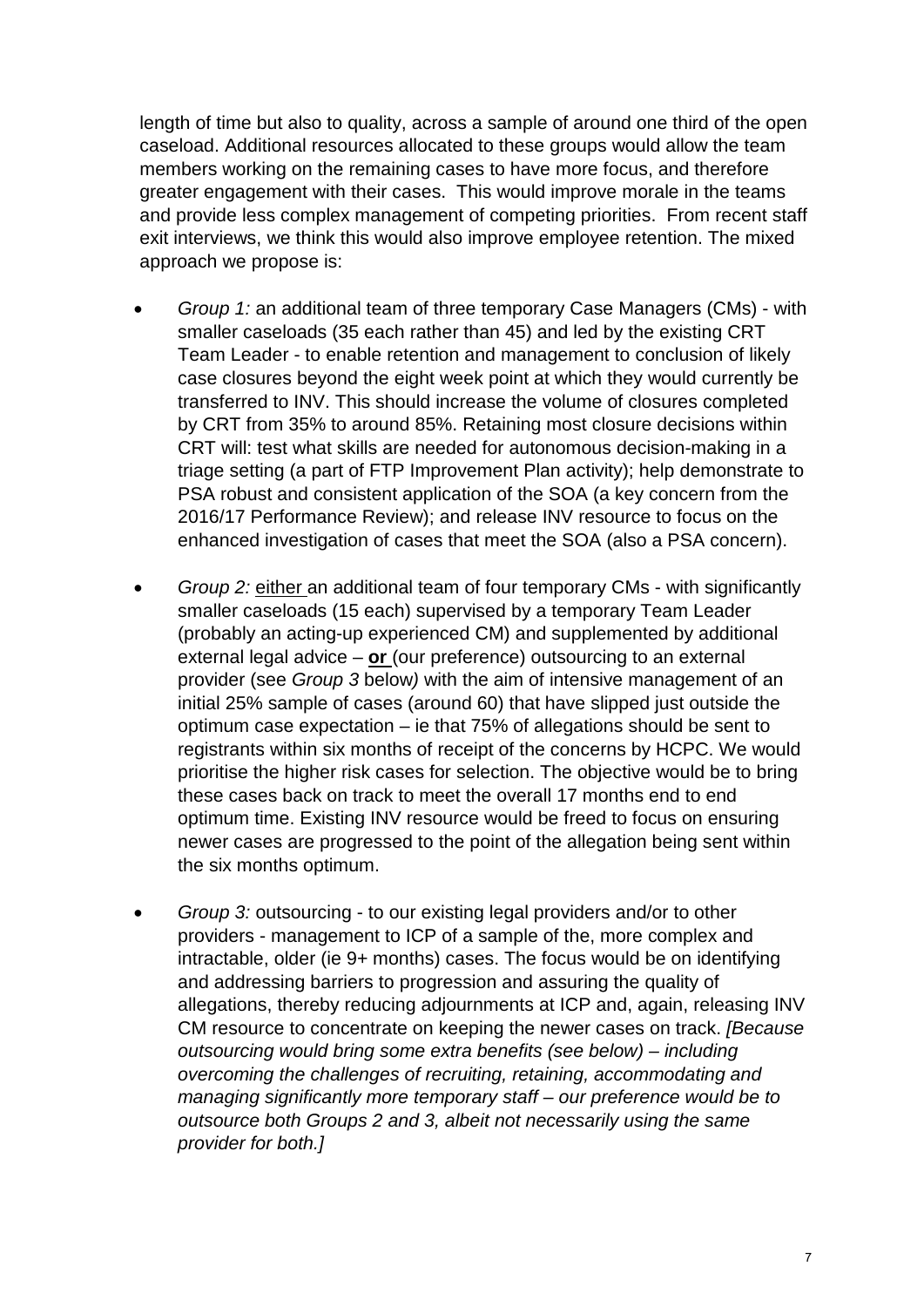length of time but also to quality, across a sample of around one third of the open caseload. Additional resources allocated to these groups would allow the team members working on the remaining cases to have more focus, and therefore greater engagement with their cases. This would improve morale in the teams and provide less complex management of competing priorities. From recent staff exit interviews, we think this would also improve employee retention. The mixed approach we propose is:

- *Group 1:* an additional team of three temporary Case Managers (CMs) - with smaller caseloads (35 each rather than 45) and led by the existing CRT Team Leader - to enable retention and management to conclusion of likely case closures beyond the eight week point at which they would currently be transferred to INV. This should increase the volume of closures completed by CRT from 35% to around 85%. Retaining most closure decisions within CRT will: test what skills are needed for autonomous decision-making in a triage setting (a part of FTP Improvement Plan activity); help demonstrate to PSA robust and consistent application of the SOA (a key concern from the 2016/17 Performance Review); and release INV resource to focus on the enhanced investigation of cases that meet the SOA (also a PSA concern).

- *Group 2:* <u>either</u> an additional team of four temporary CMs - with significantly smaller caseloads (15 each) supervised by a temporary Team Leader (probably an acting-up experienced CM) and supplemented by additional external legal advice – <u>**or**</u> (our preference) outsourcing to an external provider (see *Group 3* below) with the aim of intensive management of an initial 25% sample of cases (around 60) that have slipped just outside the optimum case expectation – ie that 75% of allegations should be sent to registrants within six months of receipt of the concerns by HCPC. We would prioritise the higher risk cases for selection. The objective would be to bring these cases back on track to meet the overall 17 months end to end optimum time. Existing INV resource would be freed to focus on ensuring newer cases are progressed to the point of the allegation being sent within the six months optimum.

- *Group 3:* outsourcing - to our existing legal providers and/or to other providers - management to ICP of a sample of the, more complex and intractable, older (ie 9+ months) cases. The focus would be on identifying and addressing barriers to progression and assuring the quality of allegations, thereby reducing adjournments at ICP and, again, releasing INV CM resource to concentrate on keeping the newer cases on track. *[Because outsourcing would bring some extra benefits (see below) – including overcoming the challenges of recruiting, retaining, accommodating and managing significantly more temporary staff – our preference would be to outsource both Groups 2 and 3, albeit not necessarily using the same provider for both.]*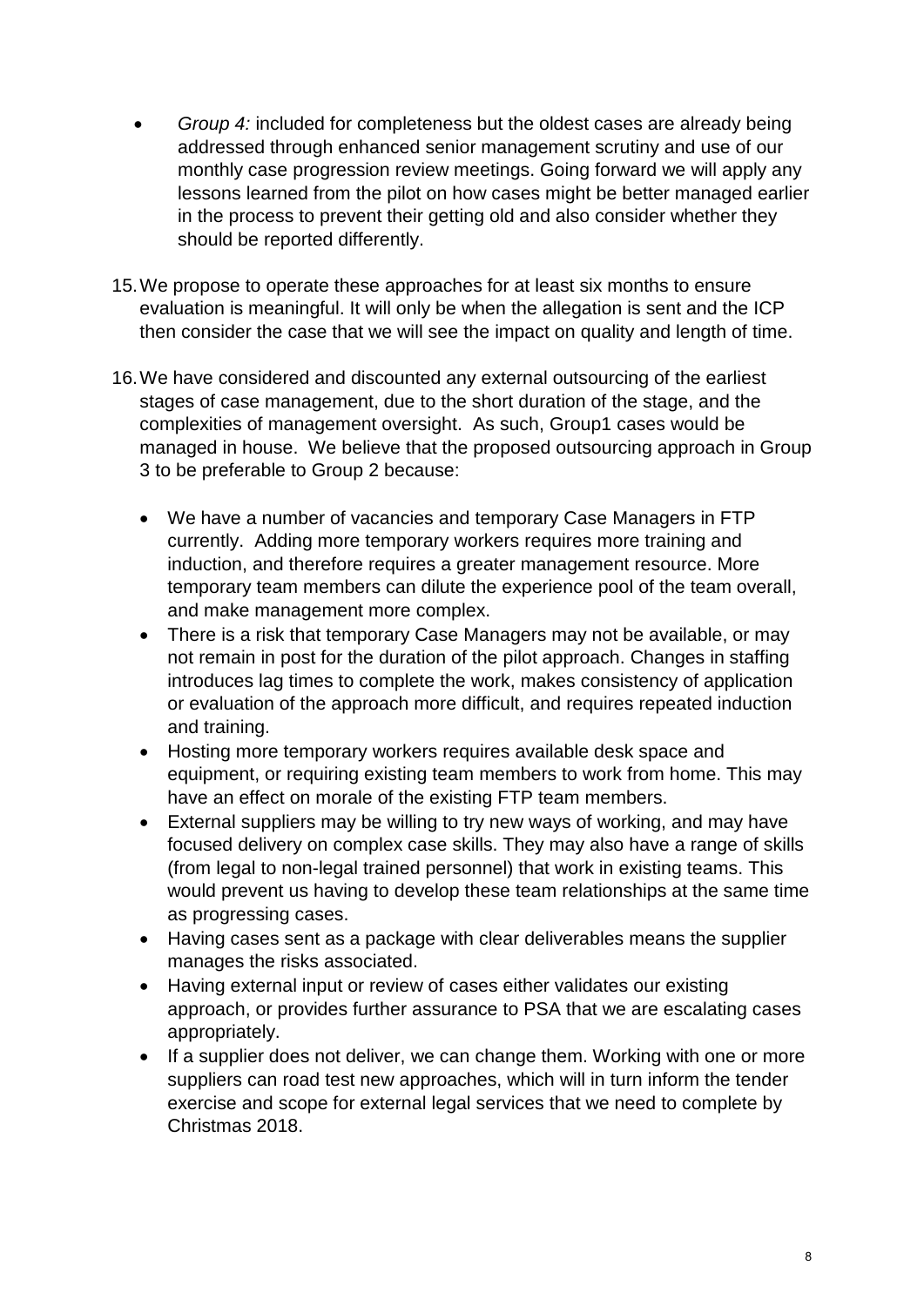- *Group 4:* included for completeness but the oldest cases are already being addressed through enhanced senior management scrutiny and use of our monthly case progression review meetings. Going forward we will apply any lessons learned from the pilot on how cases might be better managed earlier in the process to prevent their getting old and also consider whether they should be reported differently.

15. We propose to operate these approaches for at least six months to ensure evaluation is meaningful. It will only be when the allegation is sent and the ICP then consider the case that we will see the impact on quality and length of time.

16. We have considered and discounted any external outsourcing of the earliest stages of case management, due to the short duration of the stage, and the complexities of management oversight. As such, Group1 cases would be managed in house. We believe that the proposed outsourcing approach in Group 3 to be preferable to Group 2 because:

    - We have a number of vacancies and temporary Case Managers in FTP currently. Adding more temporary workers requires more training and induction, and therefore requires a greater management resource. More temporary team members can dilute the experience pool of the team overall, and make management more complex.
    - There is a risk that temporary Case Managers may not be available, or may not remain in post for the duration of the pilot approach. Changes in staffing introduces lag times to complete the work, makes consistency of application or evaluation of the approach more difficult, and requires repeated induction and training.
    - Hosting more temporary workers requires available desk space and equipment, or requiring existing team members to work from home. This may have an effect on morale of the existing FTP team members.
    - External suppliers may be willing to try new ways of working, and may have focused delivery on complex case skills. They may also have a range of skills (from legal to non-legal trained personnel) that work in existing teams. This would prevent us having to develop these team relationships at the same time as progressing cases.
    - Having cases sent as a package with clear deliverables means the supplier manages the risks associated.
    - Having external input or review of cases either validates our existing approach, or provides further assurance to PSA that we are escalating cases appropriately.
    - If a supplier does not deliver, we can change them. Working with one or more suppliers can road test new approaches, which will in turn inform the tender exercise and scope for external legal services that we need to complete by Christmas 2018.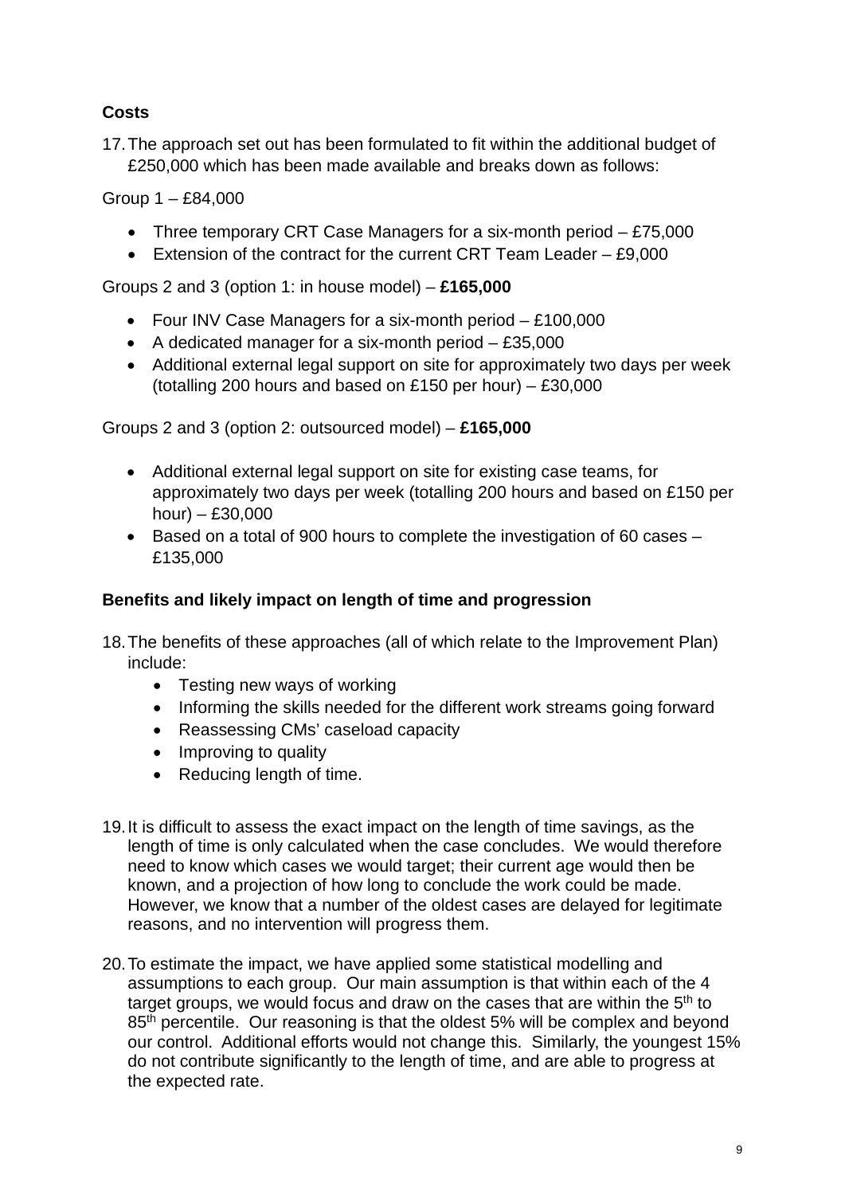**Costs**

17. The approach set out has been formulated to fit within the additional budget of £250,000 which has been made available and breaks down as follows:

Group 1 – £84,000

- Three temporary CRT Case Managers for a six-month period – £75,000
- Extension of the contract for the current CRT Team Leader – £9,000

Groups 2 and 3 (option 1: in house model) – **£165,000**

- Four INV Case Managers for a six-month period – £100,000
- A dedicated manager for a six-month period – £35,000
- Additional external legal support on site for approximately two days per week (totalling 200 hours and based on £150 per hour) – £30,000

Groups 2 and 3 (option 2: outsourced model) – **£165,000**

- Additional external legal support on site for existing case teams, for approximately two days per week (totalling 200 hours and based on £150 per hour) – £30,000
- Based on a total of 900 hours to complete the investigation of 60 cases – £135,000

**Benefits and likely impact on length of time and progression**

18. The benefits of these approaches (all of which relate to the Improvement Plan) include:
    - Testing new ways of working
    - Informing the skills needed for the different work streams going forward
    - Reassessing CMs' caseload capacity
    - Improving to quality
    - Reducing length of time.

19. It is difficult to assess the exact impact on the length of time savings, as the length of time is only calculated when the case concludes. We would therefore need to know which cases we would target; their current age would then be known, and a projection of how long to conclude the work could be made. However, we know that a number of the oldest cases are delayed for legitimate reasons, and no intervention will progress them.

20. To estimate the impact, we have applied some statistical modelling and assumptions to each group. Our main assumption is that within each of the 4 target groups, we would focus and draw on the cases that are within the 5th to 85th percentile. Our reasoning is that the oldest 5% will be complex and beyond our control. Additional efforts would not change this. Similarly, the youngest 15% do not contribute significantly to the length of time, and are able to progress at the expected rate.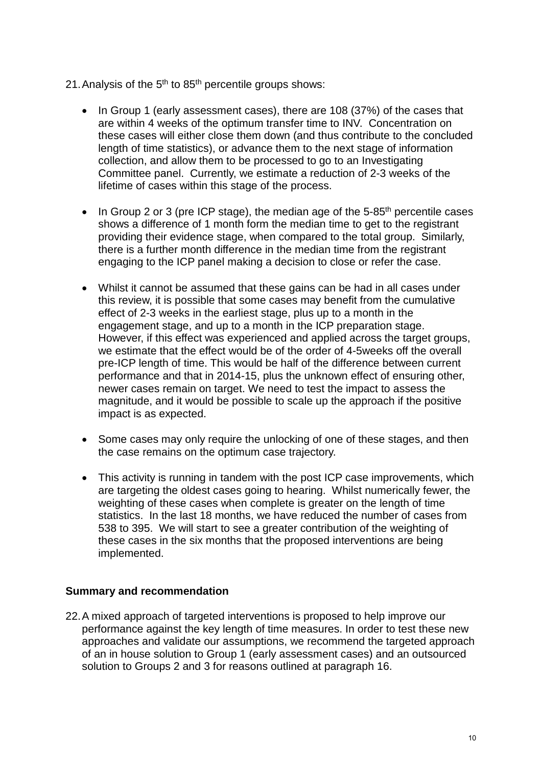21. Analysis of the 5th to 85th percentile groups shows:

    - In Group 1 (early assessment cases), there are 108 (37%) of the cases that are within 4 weeks of the optimum transfer time to INV. Concentration on these cases will either close them down (and thus contribute to the concluded length of time statistics), or advance them to the next stage of information collection, and allow them to be processed to go to an Investigating Committee panel. Currently, we estimate a reduction of 2-3 weeks of the lifetime of cases within this stage of the process.

    - In Group 2 or 3 (pre ICP stage), the median age of the 5-85th percentile cases shows a difference of 1 month form the median time to get to the registrant providing their evidence stage, when compared to the total group. Similarly, there is a further month difference in the median time from the registrant engaging to the ICP panel making a decision to close or refer the case.

    - Whilst it cannot be assumed that these gains can be had in all cases under this review, it is possible that some cases may benefit from the cumulative effect of 2-3 weeks in the earliest stage, plus up to a month in the engagement stage, and up to a month in the ICP preparation stage. However, if this effect was experienced and applied across the target groups, we estimate that the effect would be of the order of 4-5weeks off the overall pre-ICP length of time. This would be half of the difference between current performance and that in 2014-15, plus the unknown effect of ensuring other, newer cases remain on target. We need to test the impact to assess the magnitude, and it would be possible to scale up the approach if the positive impact is as expected.

    - Some cases may only require the unlocking of one of these stages, and then the case remains on the optimum case trajectory.

    - This activity is running in tandem with the post ICP case improvements, which are targeting the oldest cases going to hearing. Whilst numerically fewer, the weighting of these cases when complete is greater on the length of time statistics. In the last 18 months, we have reduced the number of cases from 538 to 395. We will start to see a greater contribution of the weighting of these cases in the six months that the proposed interventions are being implemented.

**Summary and recommendation**

22. A mixed approach of targeted interventions is proposed to help improve our performance against the key length of time measures. In order to test these new approaches and validate our assumptions, we recommend the targeted approach of an in house solution to Group 1 (early assessment cases) and an outsourced solution to Groups 2 and 3 for reasons outlined at paragraph 16.